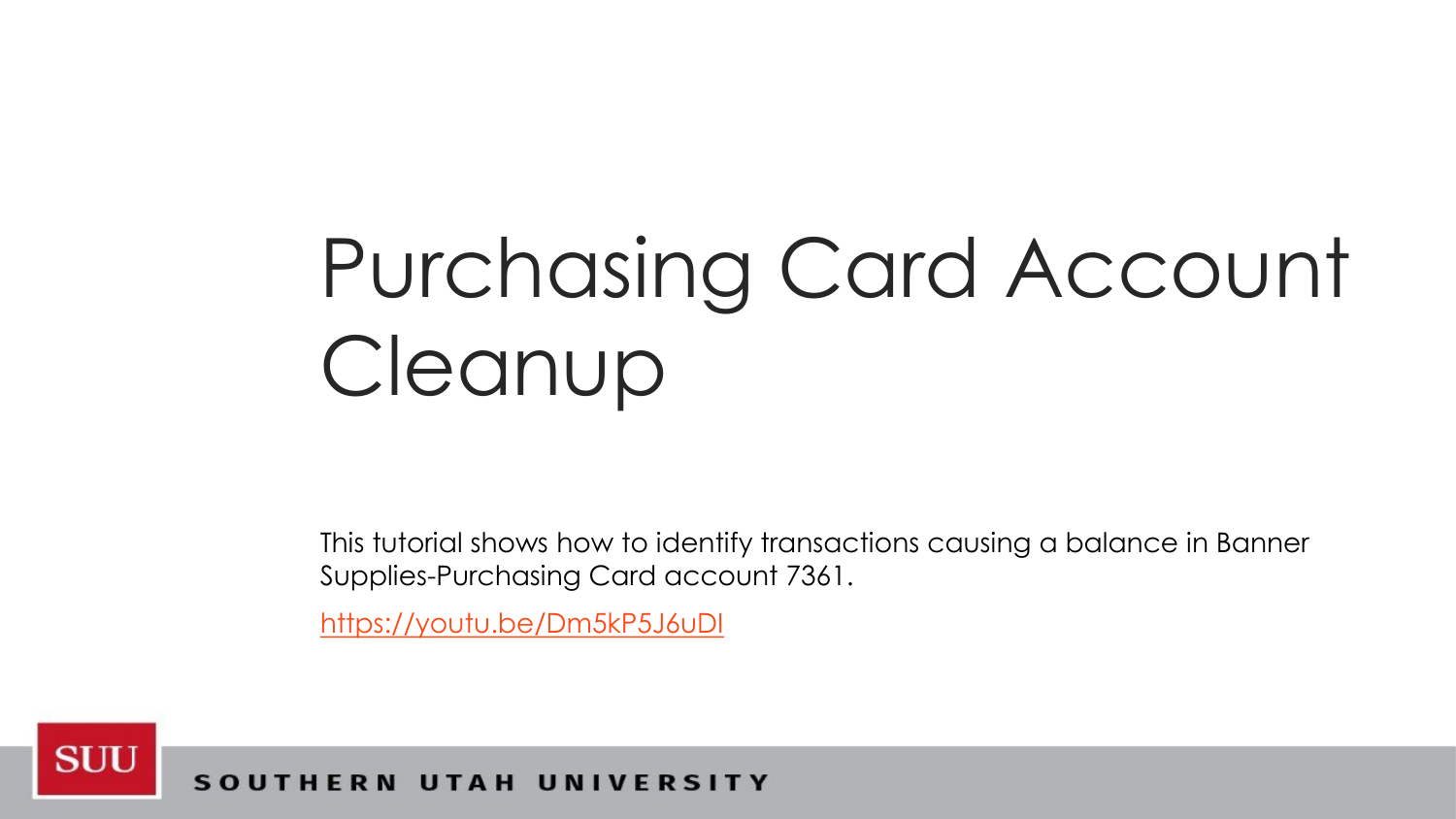# Purchasing Card Account Cleanup

This tutorial shows how to identify transactions causing a balance in Banner Supplies-Purchasing Card account 7361.

https://youtu.be/Dm5kP5J6uDI

SUU

SOUTHERN UTAH UNIVERSITY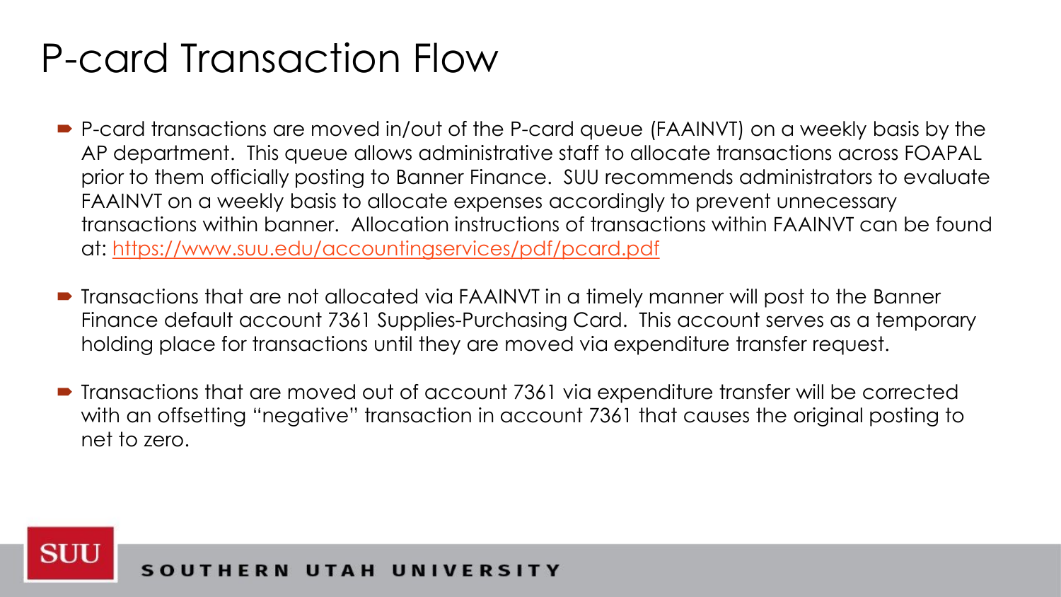# P-card Transaction Flow

- P-card transactions are moved in/out of the P-card queue (FAAINVT) on a weekly basis by the AP department. This queue allows administrative staff to allocate transactions across FOAPAL prior to them officially posting to Banner Finance. SUU recommends administrators to evaluate FAAINVT on a weekly basis to allocate expenses accordingly to prevent unnecessary transactions within banner. Allocation instructions of transactions within FAAINVT can be found at: [https://www.suu.edu/accountingservices/pdf/pcard.pdf](https://www.suu.edu/accountingservices/pdf/pcard.pdf)
- Transactions that are not allocated via FAAINVT in a timely manner will post to the Banner Finance default account 7361 Supplies-Purchasing Card. This account serves as a temporary holding place for transactions until they are moved via expenditure transfer request.
- Transactions that are moved out of account 7361 via expenditure transfer will be corrected with an offsetting "negative" transaction in account 7361 that causes the original posting to net to zero.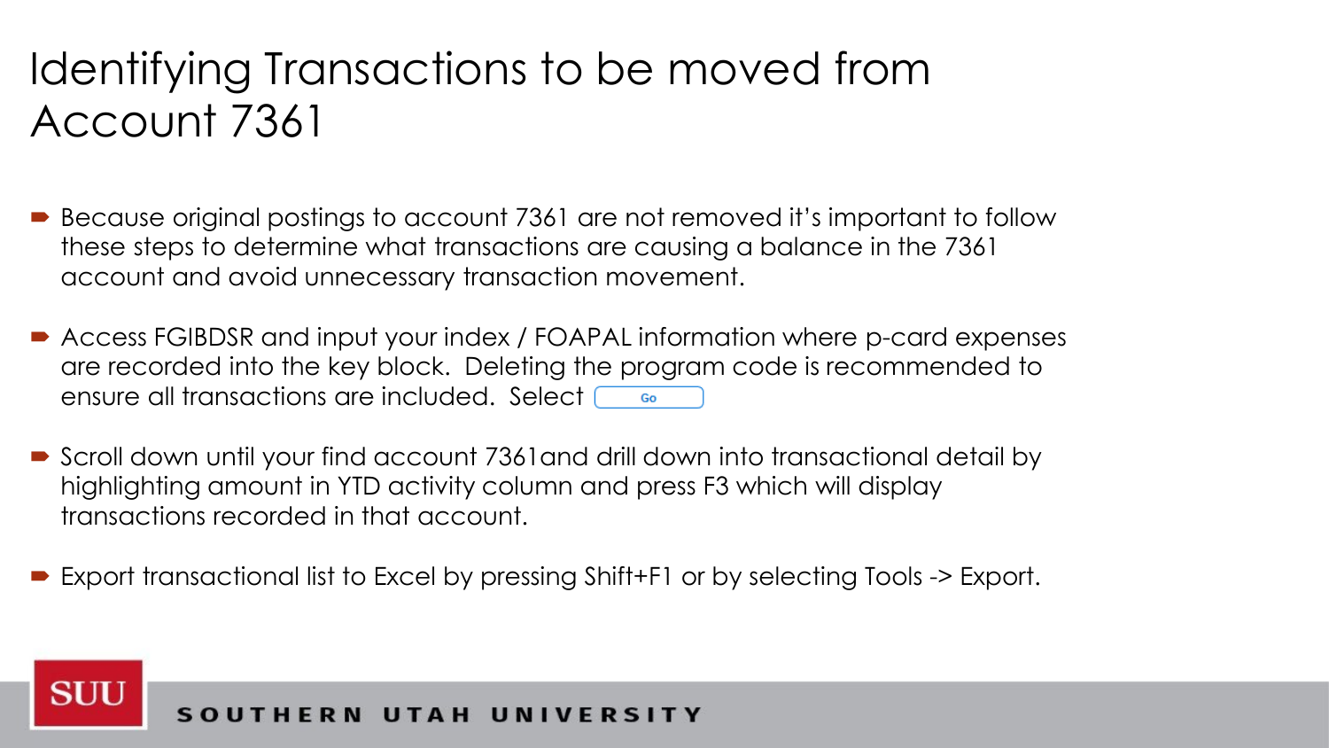# Identifying Transactions to be moved from Account 7361

- Because original postings to account 7361 are not removed it's important to follow these steps to determine what transactions are causing a balance in the 7361 account and avoid unnecessary transaction movement.
- Access FGIBDSR and input your index / FOAPAL information where p-card expenses are recorded into the key block. Deleting the program code is recommended to ensure all transactions are included. Select Go
- Scroll down until your find account 7361and drill down into transactional detail by highlighting amount in YTD activity column and press F3 which will display transactions recorded in that account.
- Export transactional list to Excel by pressing Shift+F1 or by selecting Tools -> Export.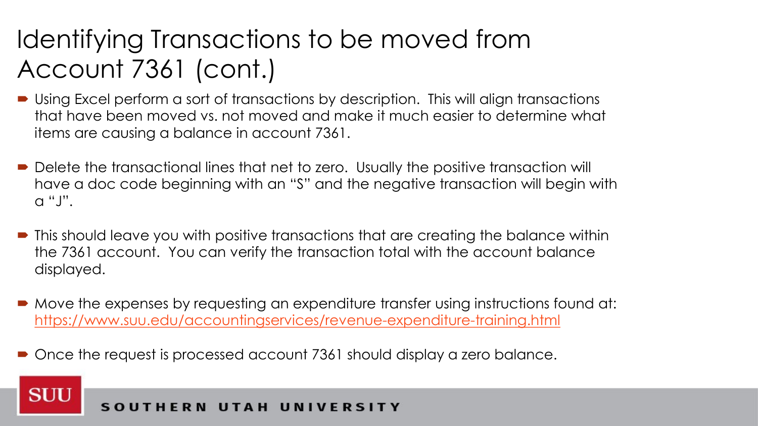# Identifying Transactions to be moved from Account 7361 (cont.)

- Using Excel perform a sort of transactions by description. This will align transactions that have been moved vs. not moved and make it much easier to determine what items are causing a balance in account 7361.
- Delete the transactional lines that net to zero. Usually the positive transaction will have a doc code beginning with an "S" and the negative transaction will begin with a "J".
- This should leave you with positive transactions that are creating the balance within the 7361 account. You can verify the transaction total with the account balance displayed.
- Move the expenses by requesting an expenditure transfer using instructions found at: [https://www.suu.edu/accountingservices/revenue-expenditure-training.html](https://www.suu.edu/accountingservices/revenue-expenditure-training.html)
- Once the request is processed account 7361 should display a zero balance.